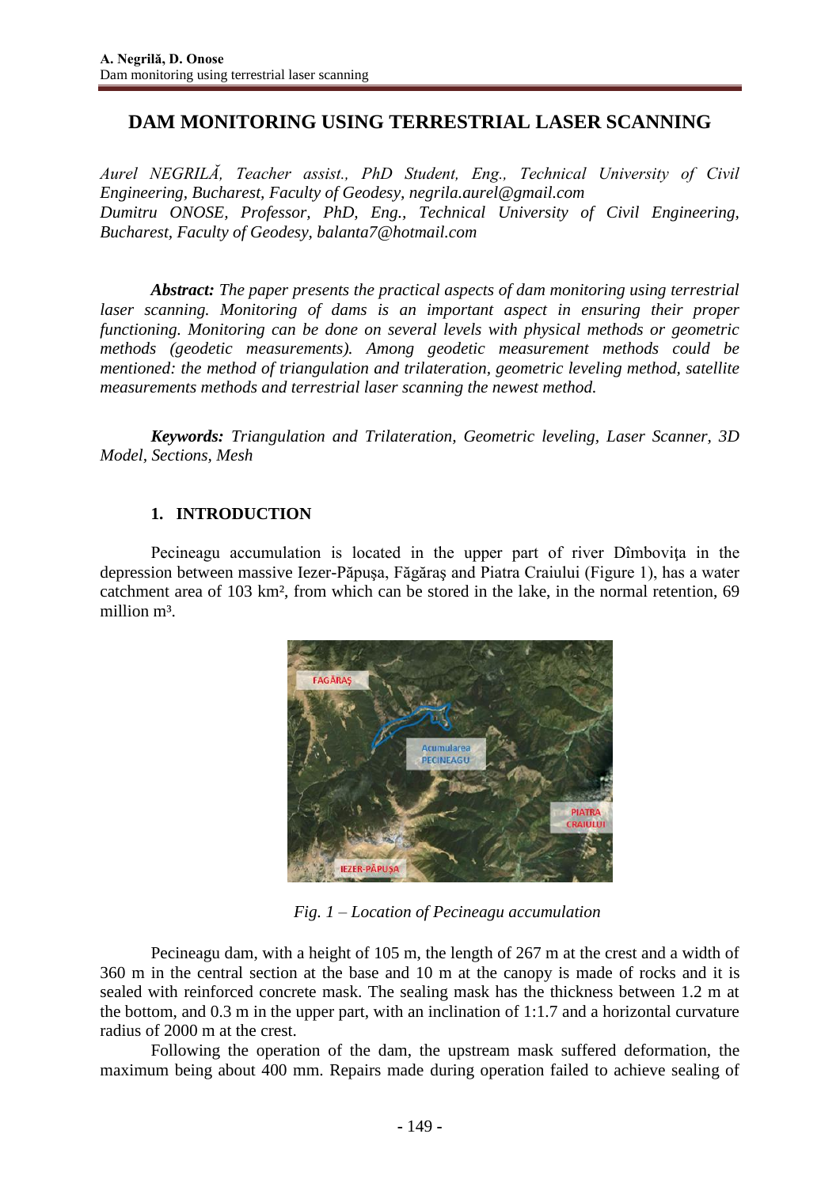# DAM MONITORING USING TERRESTRIAL LASER SCANNING

*Aurel NEGRILĂ, Teacher assist., PhD Student, Eng., Technical University of Civil Engineering, Bucharest, Faculty of Geodesy, negrila.aurel@gmail.com*
*Dumitru ONOSE, Professor, PhD, Eng., Technical University of Civil Engineering, Bucharest, Faculty of Geodesy, balanta7@hotmail.com*

***Abstract:*** *The paper presents the practical aspects of dam monitoring using terrestrial laser scanning. Monitoring of dams is an important aspect in ensuring their proper functioning. Monitoring can be done on several levels with physical methods or geometric methods (geodetic measurements). Among geodetic measurement methods could be mentioned: the method of triangulation and trilateration, geometric leveling method, satellite measurements methods and terrestrial laser scanning the newest method.*

***Keywords:*** *Triangulation and Trilateration, Geometric leveling, Laser Scanner, 3D Model, Sections, Mesh*

## 1. INTRODUCTION

Pecineagu accumulation is located in the upper part of river Dîmboviţa in the depression between massive Iezer-Păpuşa, Făgăraş and Piatra Craiului (Figure 1), has a water catchment area of 103 km², from which can be stored in the lake, in the normal retention, 69 million m³.

*Fig. 1 – Location of Pecineagu accumulation*

Pecineagu dam, with a height of 105 m, the length of 267 m at the crest and a width of 360 m in the central section at the base and 10 m at the canopy is made of rocks and it is sealed with reinforced concrete mask. The sealing mask has the thickness between 1.2 m at the bottom, and 0.3 m in the upper part, with an inclination of 1:1.7 and a horizontal curvature radius of 2000 m at the crest.

Following the operation of the dam, the upstream mask suffered deformation, the maximum being about 400 mm. Repairs made during operation failed to achieve sealing of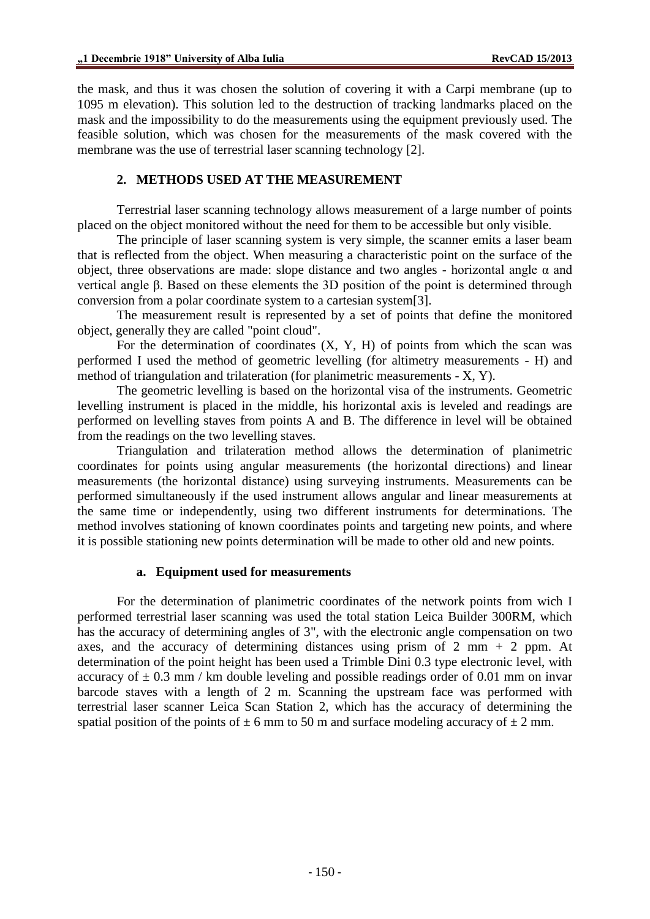the mask, and thus it was chosen the solution of covering it with a Carpi membrane (up to 1095 m elevation). This solution led to the destruction of tracking landmarks placed on the mask and the impossibility to do the measurements using the equipment previously used. The feasible solution, which was chosen for the measurements of the mask covered with the membrane was the use of terrestrial laser scanning technology [2].

## 2. METHODS USED AT THE MEASUREMENT

Terrestrial laser scanning technology allows measurement of a large number of points placed on the object monitored without the need for them to be accessible but only visible.

The principle of laser scanning system is very simple, the scanner emits a laser beam that is reflected from the object. When measuring a characteristic point on the surface of the object, three observations are made: slope distance and two angles - horizontal angle $\alpha$ and vertical angle $\beta$. Based on these elements the 3D position of the point is determined through conversion from a polar coordinate system to a cartesian system[3].

The measurement result is represented by a set of points that define the monitored object, generally they are called "point cloud".

For the determination of coordinates (X, Y, H) of points from which the scan was performed I used the method of geometric levelling (for altimetry measurements - H) and method of triangulation and trilateration (for planimetric measurements - X, Y).

The geometric levelling is based on the horizontal visa of the instruments. Geometric levelling instrument is placed in the middle, his horizontal axis is leveled and readings are performed on levelling staves from points A and B. The difference in level will be obtained from the readings on the two levelling staves.

Triangulation and trilateration method allows the determination of planimetric coordinates for points using angular measurements (the horizontal directions) and linear measurements (the horizontal distance) using surveying instruments. Measurements can be performed simultaneously if the used instrument allows angular and linear measurements at the same time or independently, using two different instruments for determinations. The method involves stationing of known coordinates points and targeting new points, and where it is possible stationing new points determination will be made to other old and new points.

### a. Equipment used for measurements

For the determination of planimetric coordinates of the network points from wich I performed terrestrial laser scanning was used the total station Leica Builder 300RM, which has the accuracy of determining angles of 3", with the electronic angle compensation on two axes, and the accuracy of determining distances using prism of 2 mm + 2 ppm. At determination of the point height has been used a Trimble Dini 0.3 type electronic level, with accuracy of ± 0.3 mm / km double leveling and possible readings order of 0.01 mm on invar barcode staves with a length of 2 m. Scanning the upstream face was performed with terrestrial laser scanner Leica Scan Station 2, which has the accuracy of determining the spatial position of the points of ± 6 mm to 50 m and surface modeling accuracy of ± 2 mm.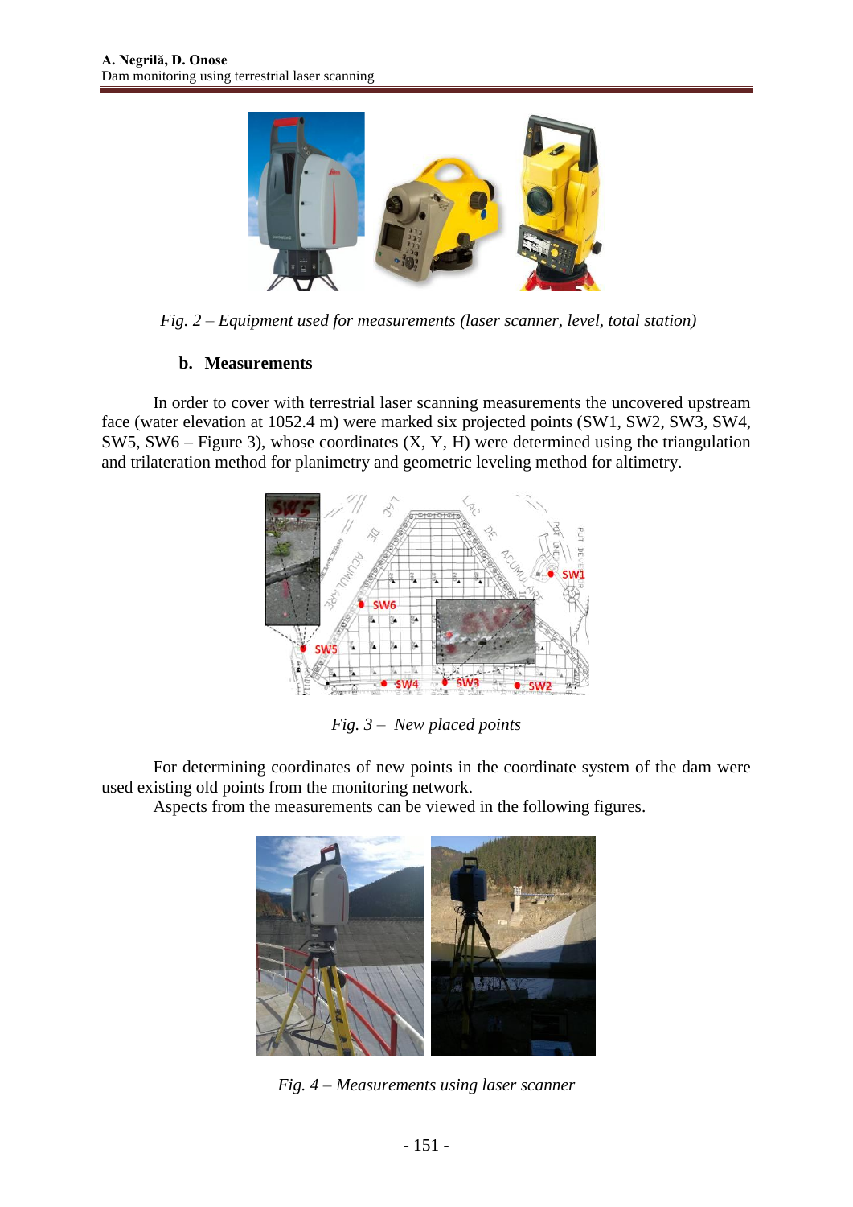*Fig. 2 – Equipment used for measurements (laser scanner, level, total station)*

### b. Measurements

In order to cover with terrestrial laser scanning measurements the uncovered upstream face (water elevation at 1052.4 m) were marked six projected points (SW1, SW2, SW3, SW4, SW5, SW6 – Figure 3), whose coordinates (X, Y, H) were determined using the triangulation and trilateration method for planimetry and geometric leveling method for altimetry.

*Fig. 3 – New placed points*

For determining coordinates of new points in the coordinate system of the dam were used existing old points from the monitoring network.

Aspects from the measurements can be viewed in the following figures.

*Fig. 4 – Measurements using laser scanner*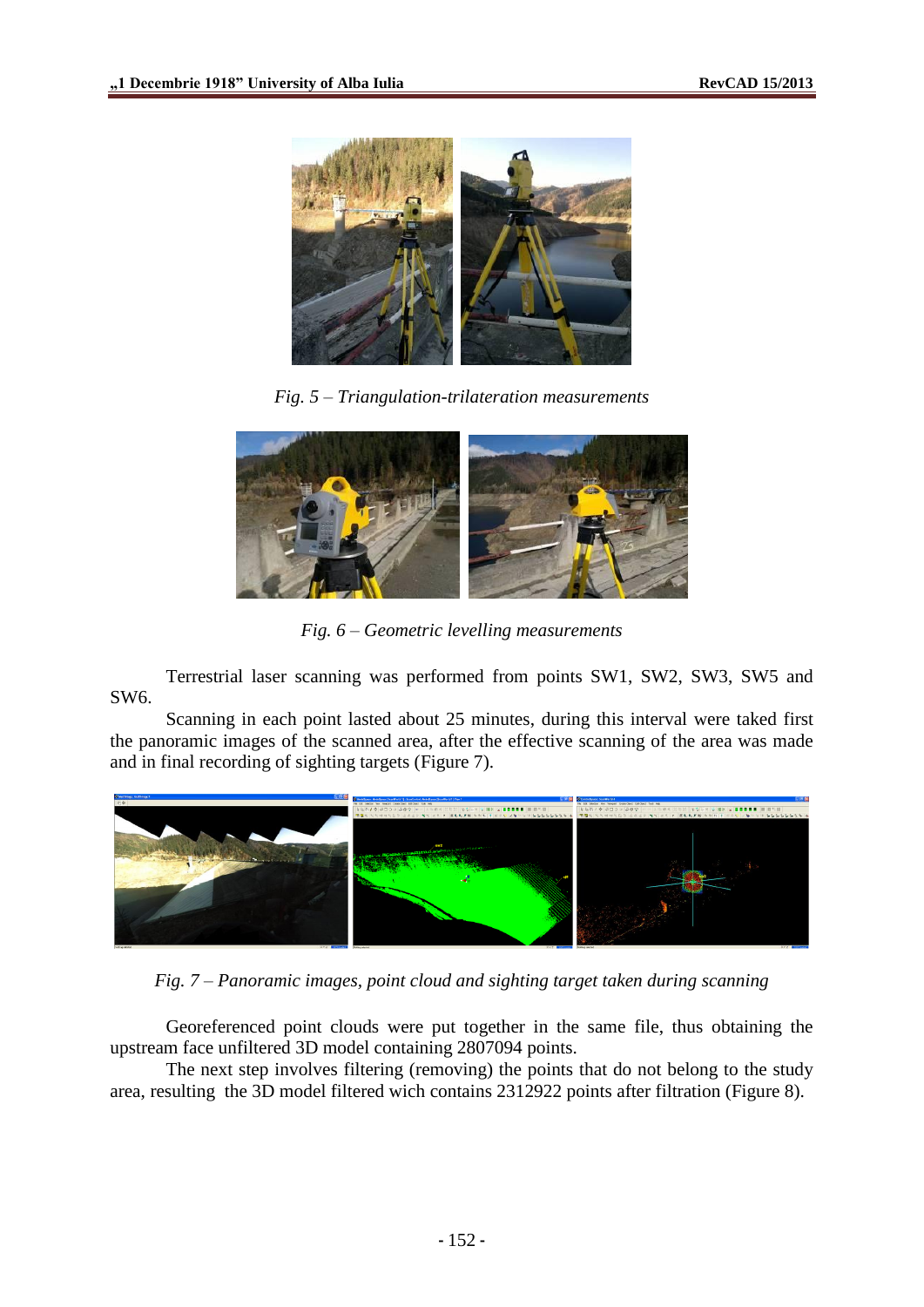*Fig. 5 – Triangulation-trilateration measurements*

*Fig. 6 – Geometric levelling measurements*

Terrestrial laser scanning was performed from points SW1, SW2, SW3, SW5 and SW6.

Scanning in each point lasted about 25 minutes, during this interval were taked first the panoramic images of the scanned area, after the effective scanning of the area was made and in final recording of sighting targets (Figure 7).

*Fig. 7 – Panoramic images, point cloud and sighting target taken during scanning*

Georeferenced point clouds were put together in the same file, thus obtaining the upstream face unfiltered 3D model containing 2807094 points.

The next step involves filtering (removing) the points that do not belong to the study area, resulting the 3D model filtered wich contains 2312922 points after filtration (Figure 8).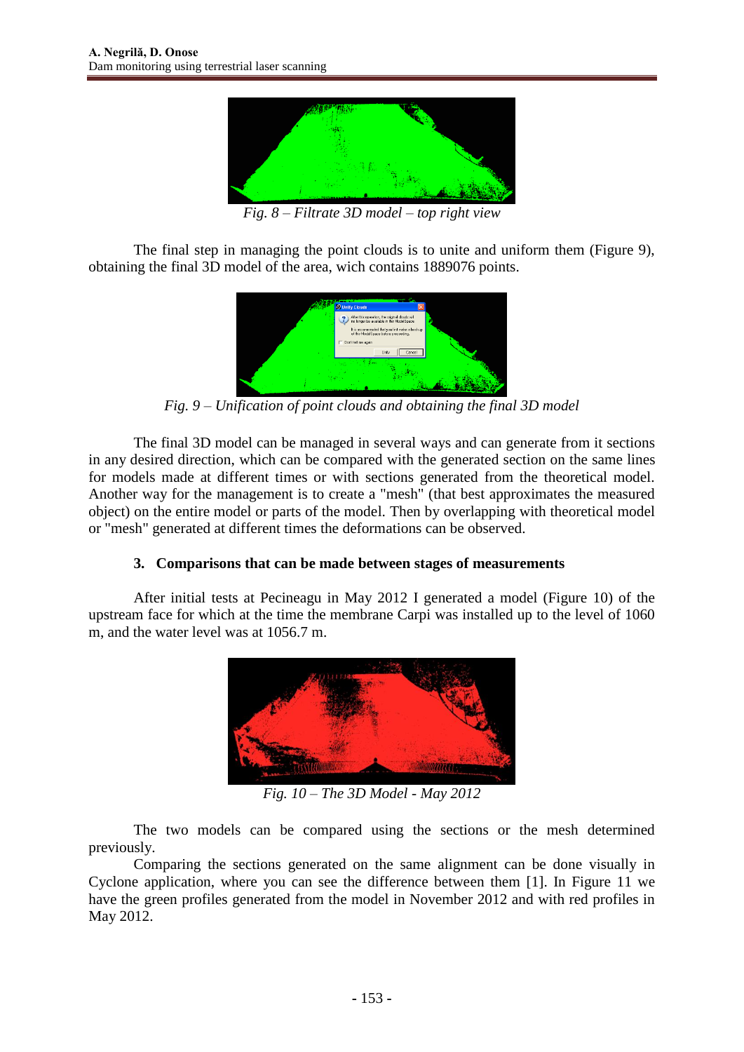*Fig. 8 – Filtrate 3D model – top right view*

The final step in managing the point clouds is to unite and uniform them (Figure 9), obtaining the final 3D model of the area, wich contains 1889076 points.

*Fig. 9 – Unification of point clouds and obtaining the final 3D model*

The final 3D model can be managed in several ways and can generate from it sections in any desired direction, which can be compared with the generated section on the same lines for models made at different times or with sections generated from the theoretical model. Another way for the management is to create a "mesh" (that best approximates the measured object) on the entire model or parts of the model. Then by overlapping with theoretical model or "mesh" generated at different times the deformations can be observed.

## 3. Comparisons that can be made between stages of measurements

After initial tests at Pecineagu in May 2012 I generated a model (Figure 10) of the upstream face for which at the time the membrane Carpi was installed up to the level of 1060 m, and the water level was at 1056.7 m.

*Fig. 10 – The 3D Model - May 2012*

The two models can be compared using the sections or the mesh determined previously.

Comparing the sections generated on the same alignment can be done visually in Cyclone application, where you can see the difference between them [1]. In Figure 11 we have the green profiles generated from the model in November 2012 and with red profiles in May 2012.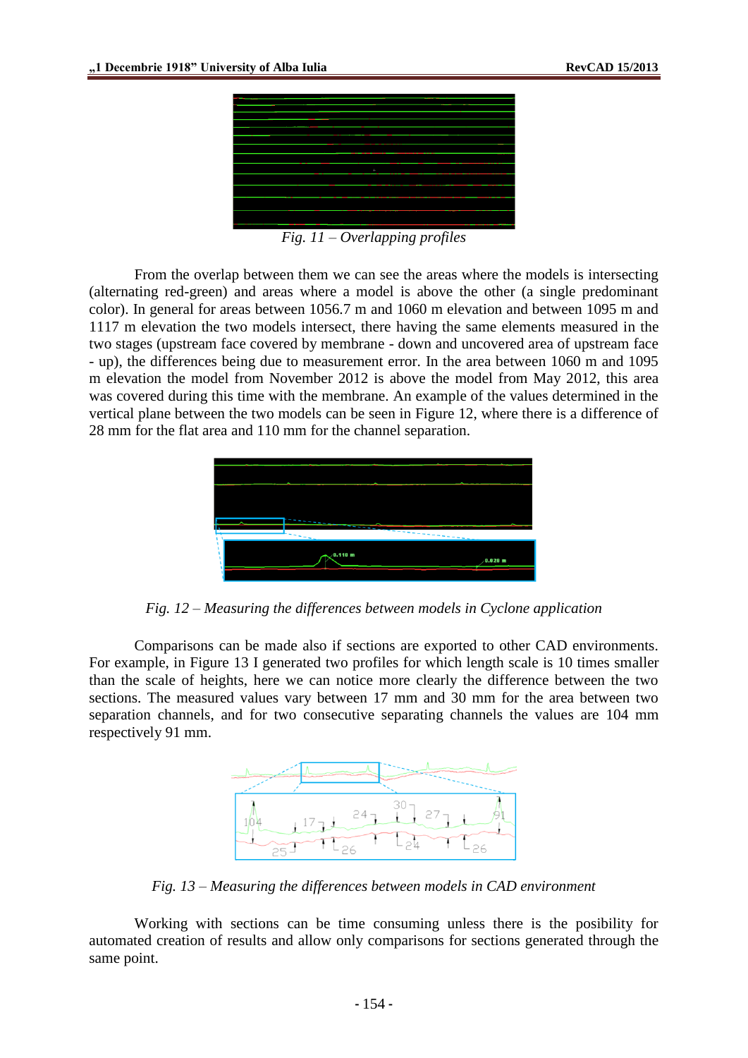*Fig. 11 – Overlapping profiles*

From the overlap between them we can see the areas where the models is intersecting (alternating red-green) and areas where a model is above the other (a single predominant color). In general for areas between 1056.7 m and 1060 m elevation and between 1095 m and 1117 m elevation the two models intersect, there having the same elements measured in the two stages (upstream face covered by membrane - down and uncovered area of upstream face - up), the differences being due to measurement error. In the area between 1060 m and 1095 m elevation the model from November 2012 is above the model from May 2012, this area was covered during this time with the membrane. An example of the values determined in the vertical plane between the two models can be seen in Figure 12, where there is a difference of 28 mm for the flat area and 110 mm for the channel separation.

*Fig. 12 – Measuring the differences between models in Cyclone application*

Comparisons can be made also if sections are exported to other CAD environments. For example, in Figure 13 I generated two profiles for which length scale is 10 times smaller than the scale of heights, here we can notice more clearly the difference between the two sections. The measured values vary between 17 mm and 30 mm for the area between two separation channels, and for two consecutive separating channels the values are 104 mm respectively 91 mm.

*Fig. 13 – Measuring the differences between models in CAD environment*

Working with sections can be time consuming unless there is the posibility for automated creation of results and allow only comparisons for sections generated through the same point.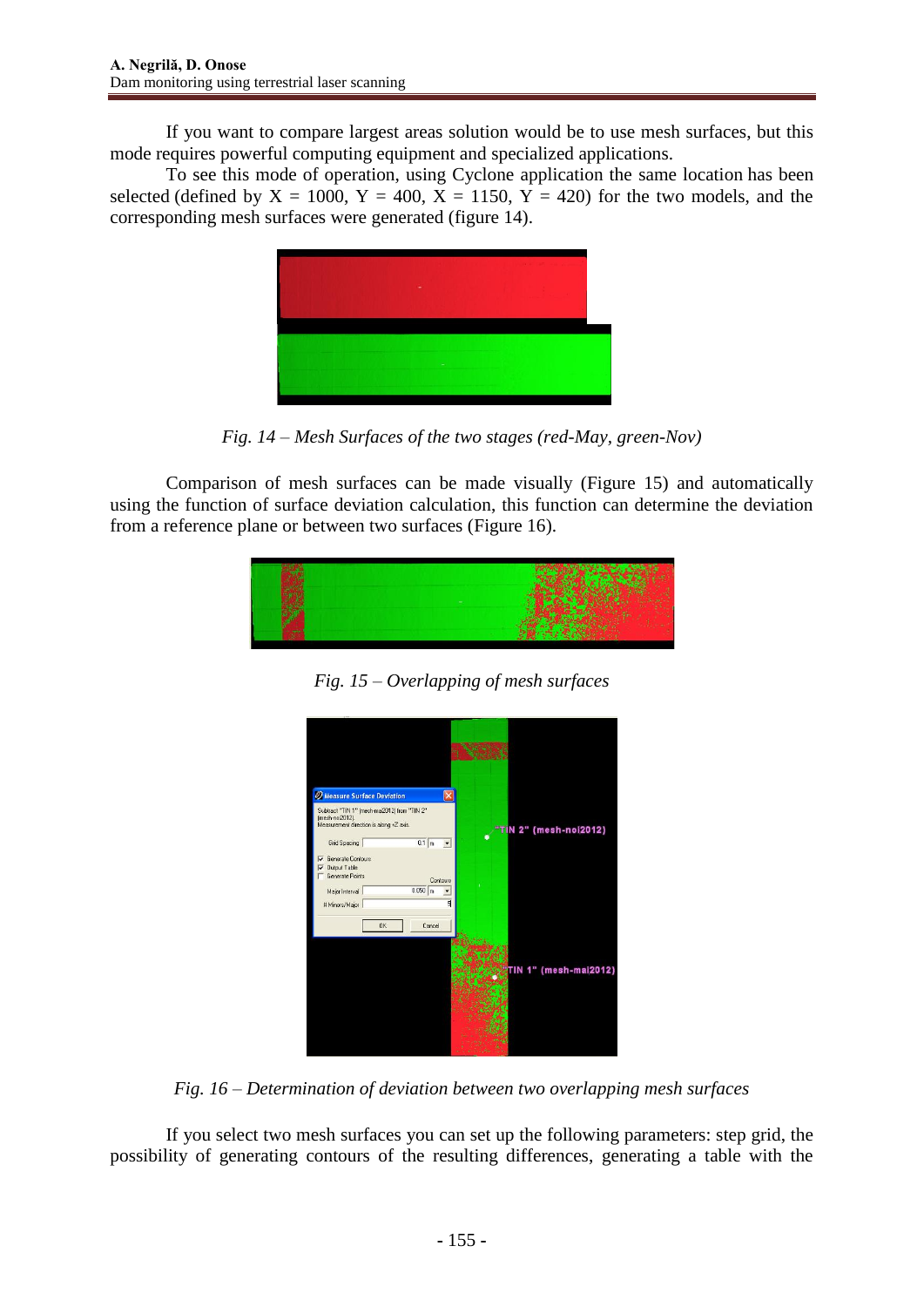If you want to compare largest areas solution would be to use mesh surfaces, but this mode requires powerful computing equipment and specialized applications.

To see this mode of operation, using Cyclone application the same location has been selected (defined by X = 1000, Y = 400, X = 1150, Y = 420) for the two models, and the corresponding mesh surfaces were generated (figure 14).

*Fig. 14 – Mesh Surfaces of the two stages (red-May, green-Nov)*

Comparison of mesh surfaces can be made visually (Figure 15) and automatically using the function of surface deviation calculation, this function can determine the deviation from a reference plane or between two surfaces (Figure 16).

*Fig. 15 – Overlapping of mesh surfaces*

*Fig. 16 – Determination of deviation between two overlapping mesh surfaces*

If you select two mesh surfaces you can set up the following parameters: step grid, the possibility of generating contours of the resulting differences, generating a table with the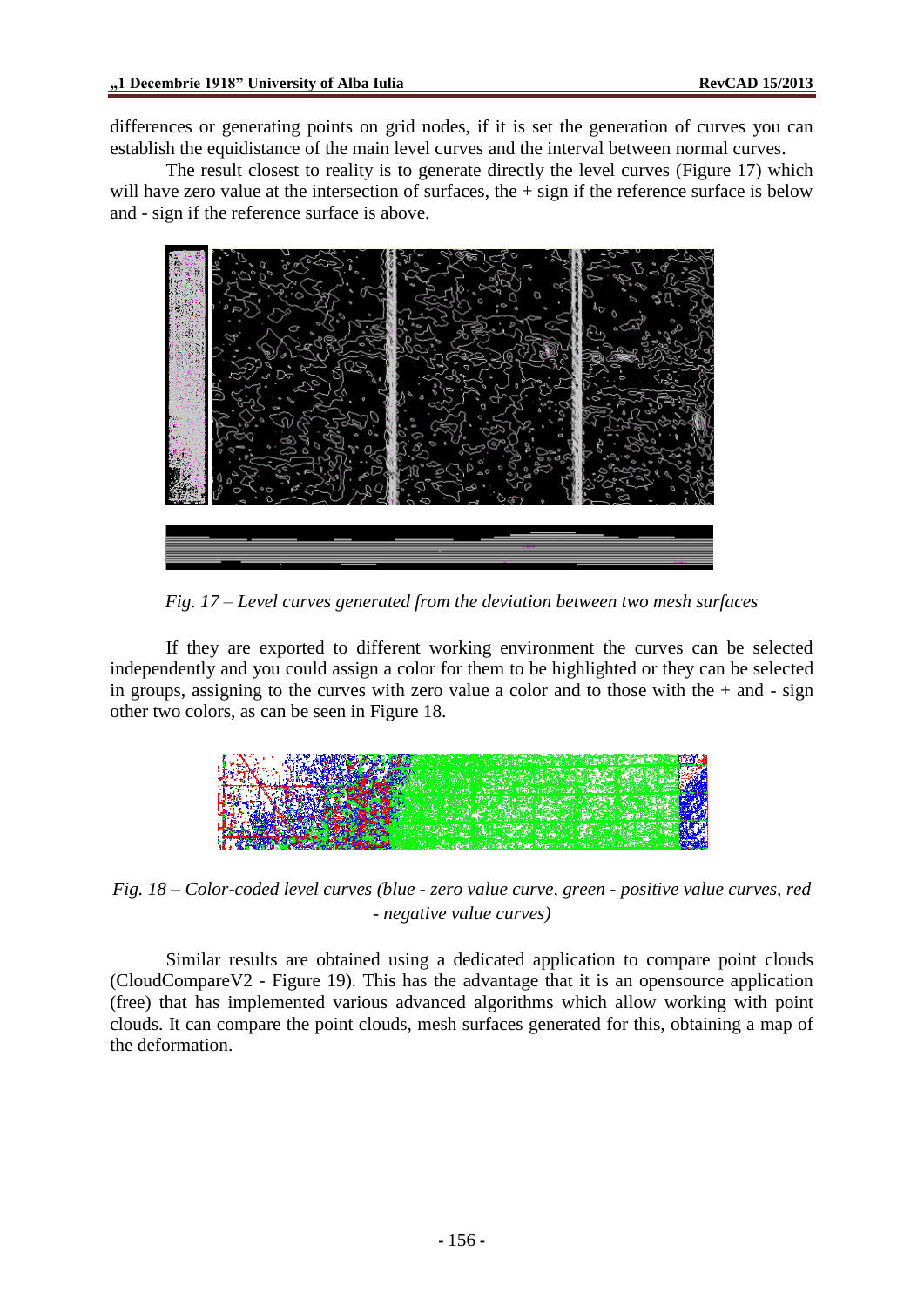differences or generating points on grid nodes, if it is set the generation of curves you can establish the equidistance of the main level curves and the interval between normal curves.

The result closest to reality is to generate directly the level curves (Figure 17) which will have zero value at the intersection of surfaces, the + sign if the reference surface is below and - sign if the reference surface is above.

*Fig. 17 – Level curves generated from the deviation between two mesh surfaces*

If they are exported to different working environment the curves can be selected independently and you could assign a color for them to be highlighted or they can be selected in groups, assigning to the curves with zero value a color and to those with the + and - sign other two colors, as can be seen in Figure 18.

*Fig. 18 – Color-coded level curves (blue - zero value curve, green - positive value curves, red - negative value curves)*

Similar results are obtained using a dedicated application to compare point clouds (CloudCompareV2 - Figure 19). This has the advantage that it is an opensource application (free) that has implemented various advanced algorithms which allow working with point clouds. It can compare the point clouds, mesh surfaces generated for this, obtaining a map of the deformation.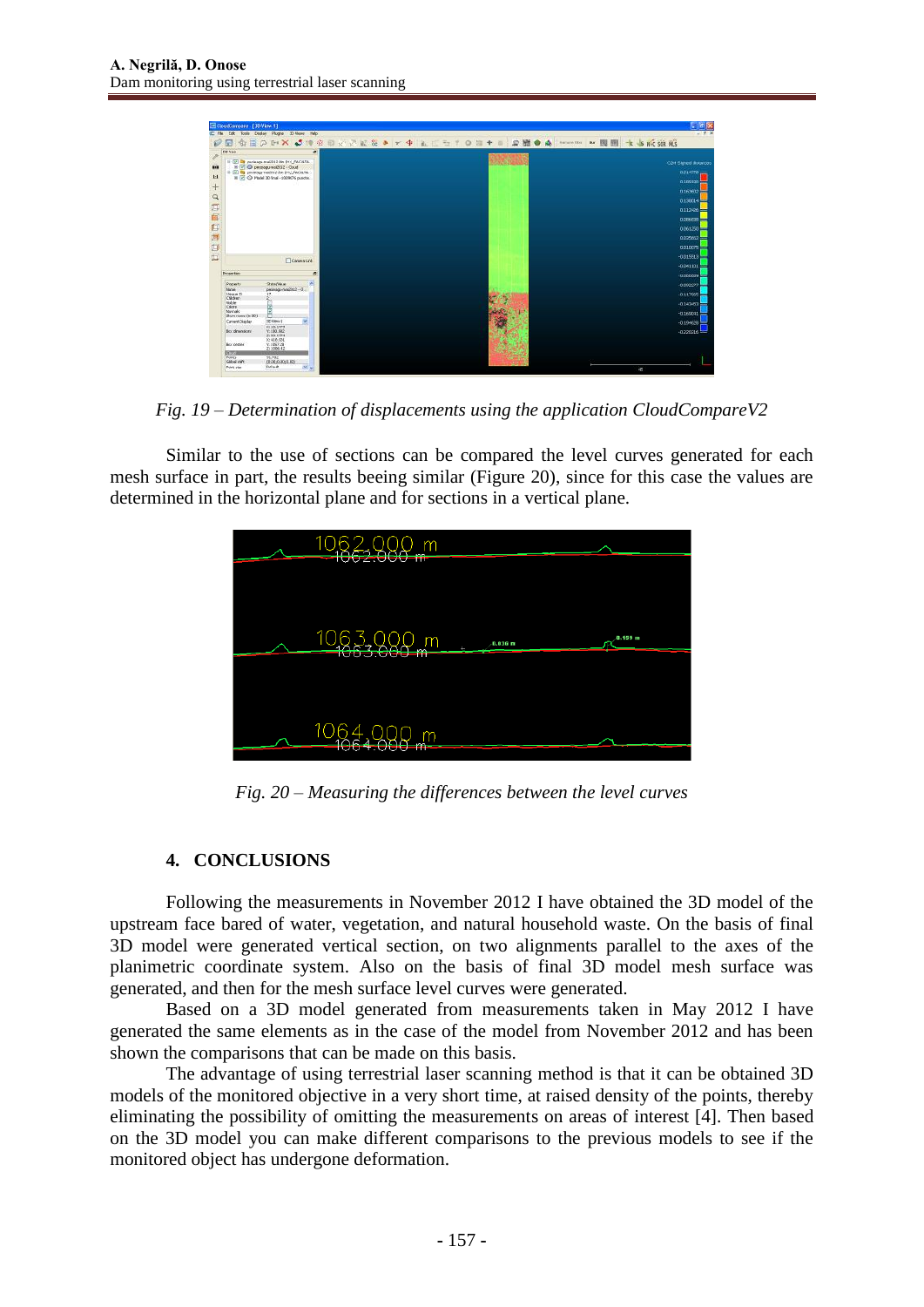*Fig. 19 – Determination of displacements using the application CloudCompareV2*

Similar to the use of sections can be compared the level curves generated for each mesh surface in part, the results beeing similar (Figure 20), since for this case the values are determined in the horizontal plane and for sections in a vertical plane.

*Fig. 20 – Measuring the differences between the level curves*

## 4. CONCLUSIONS

Following the measurements in November 2012 I have obtained the 3D model of the upstream face bared of water, vegetation, and natural household waste. On the basis of final 3D model were generated vertical section, on two alignments parallel to the axes of the planimetric coordinate system. Also on the basis of final 3D model mesh surface was generated, and then for the mesh surface level curves were generated.

Based on a 3D model generated from measurements taken in May 2012 I have generated the same elements as in the case of the model from November 2012 and has been shown the comparisons that can be made on this basis.

The advantage of using terrestrial laser scanning method is that it can be obtained 3D models of the monitored objective in a very short time, at raised density of the points, thereby eliminating the possibility of omitting the measurements on areas of interest [4]. Then based on the 3D model you can make different comparisons to the previous models to see if the monitored object has undergone deformation.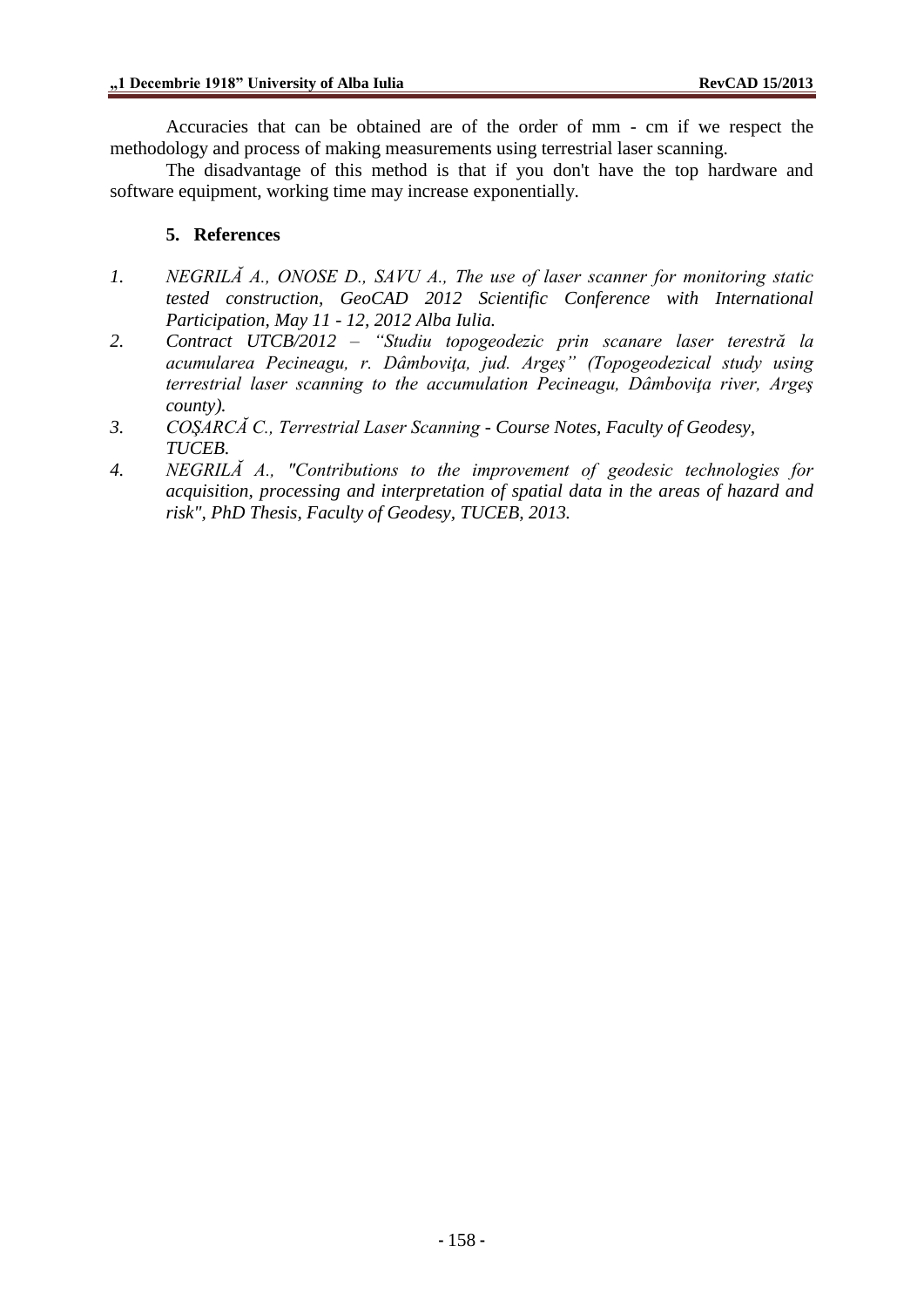Accuracies that can be obtained are of the order of mm - cm if we respect the methodology and process of making measurements using terrestrial laser scanning.

The disadvantage of this method is that if you don't have the top hardware and software equipment, working time may increase exponentially.

## 5. References

1. *NEGRILĂ A., ONOSE D., SAVU A., The use of laser scanner for monitoring static tested construction, GeoCAD 2012 Scientific Conference with International Participation, May 11 - 12, 2012 Alba Iulia.*
2. *Contract UTCB/2012 – "Studiu topogeodezic prin scanare laser terestră la acumularea Pecineagu, r. Dâmboviţa, jud. Argeş" (Topogeodezical study using terrestrial laser scanning to the accumulation Pecineagu, Dâmboviţa river, Argeş county).*
3. *COŞARCĂ C., Terrestrial Laser Scanning - Course Notes, Faculty of Geodesy, TUCEB.*
4. *NEGRILĂ A., "Contributions to the improvement of geodesic technologies for acquisition, processing and interpretation of spatial data in the areas of hazard and risk", PhD Thesis, Faculty of Geodesy, TUCEB, 2013.*